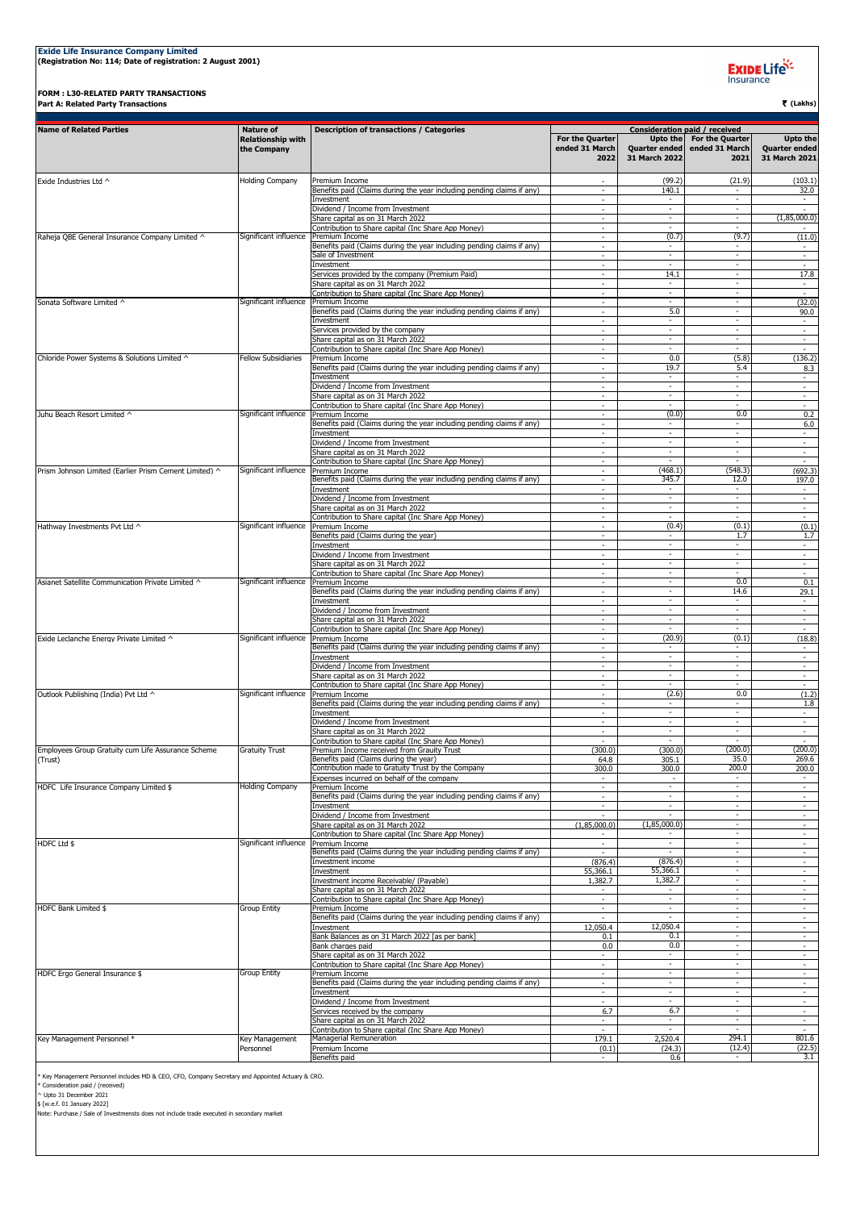**Exide Life Insurance Company Limited**
**(Registration No: 114; Date of registration: 2 August 2001)**

**FORM : L30-RELATED PARTY TRANSACTIONS**
**Part A: Related Party Transactions**

₹ (Lakhs)

| Name of Related Parties | Nature of Relationship with the Company | Description of transactions / Categories | Consideration paid / received | | | |
|---|---|---|---|---|---|---|
| | | | For the Quarter ended 31 March 2022 | Upto the Quarter ended 31 March 2022 | For the Quarter ended 31 March 2021 | Upto the Quarter ended 31 March 2021 |
| Exide Industries Ltd ^ | Holding Company | Premium Income | - | (99.2) | (21.9) | (103.1) |
| | | Benefits paid (Claims during the year including pending claims if any) | - | 140.1 | - | 32.0 |
| | | Investment | - | - | - | - |
| | | Dividend / Income from Investment | - | - | - | - |
| | | Share capital as on 31 March 2022 | - | - | - | (1,85,000.0) |
| | | Contribution to Share capital (Inc Share App Money) | - | - | - | - |
| Raheja QBE General Insurance Company Limited ^ | Significant influence | Premium Income | - | (0.7) | (9.7) | (11.0) |
| | | Benefits paid (Claims during the year including pending claims if any) | - | - | - | - |
| | | Sale of Investment | - | - | - | - |
| | | Investment | - | - | - | - |
| | | Services provided by the company (Premium Paid) | - | 14.1 | - | 17.8 |
| | | Share capital as on 31 March 2022 | - | - | - | - |
| | | Contribution to Share capital (Inc Share App Money) | - | - | - | - |
| Sonata Software Limited ^ | Significant influence | Premium Income | - | - | - | (32.0) |
| | | Benefits paid (Claims during the year including pending claims if any) | - | 5.0 | - | 90.0 |
| | | Investment | - | - | - | - |
| | | Services provided by the company | - | - | - | - |
| | | Share capital as on 31 March 2022 | - | - | - | - |
| | | Contribution to Share capital (Inc Share App Money) | - | - | - | - |
| Chloride Power Systems & Solutions Limited ^ | Fellow Subsidiaries | Premium Income | - | 0.0 | (5.8) | (136.2) |
| | | Benefits paid (Claims during the year including pending claims if any) | - | 19.7 | 5.4 | 8.3 |
| | | Investment | - | - | - | - |
| | | Dividend / Income from Investment | - | - | - | - |
| | | Share capital as on 31 March 2022 | - | - | - | - |
| | | Contribution to Share capital (Inc Share App Money) | - | - | - | - |
| Juhu Beach Resort Limited ^ | Significant influence | Premium Income | - | (0.0) | 0.0 | 0.2 |
| | | Benefits paid (Claims during the year including pending claims if any) | - | - | - | 6.0 |
| | | Investment | - | - | - | - |
| | | Dividend / Income from Investment | - | - | - | - |
| | | Share capital as on 31 March 2022 | - | - | - | - |
| | | Contribution to Share capital (Inc Share App Money) | - | - | - | - |
| Prism Johnson Limited (Earlier Prism Cement Limited) ^ | Significant influence | Premium Income | - | (468.1) | (548.3) | (692.3) |
| | | Benefits paid (Claims during the year including pending claims if any) | - | 345.7 | 12.0 | 197.0 |
| | | Investment | - | - | - | - |
| | | Dividend / Income from Investment | - | - | - | - |
| | | Share capital as on 31 March 2022 | - | - | - | - |
| | | Contribution to Share capital (Inc Share App Money) | - | - | - | - |
| Hathway Investments Pvt Ltd ^ | Significant influence | Premium Income | - | (0.4) | (0.1) | (0.1) |
| | | Benefits paid (Claims during the year) | - | - | 1.7 | 1.7 |
| | | Investment | - | - | - | - |
| | | Dividend / Income from Investment | - | - | - | - |
| | | Share capital as on 31 March 2022 | - | - | - | - |
| | | Contribution to Share capital (Inc Share App Money) | - | - | - | - |
| Asianet Satellite Communication Private Limited ^ | Significant influence | Premium Income | - | - | 0.0 | 0.1 |
| | | Benefits paid (Claims during the year including pending claims if any) | - | - | 14.6 | 29.1 |
| | | Investment | - | - | - | - |
| | | Dividend / Income from Investment | - | - | - | - |
| | | Share capital as on 31 March 2022 | - | - | - | - |
| | | Contribution to Share capital (Inc Share App Money) | - | - | - | - |
| Exide Leclanche Energy Private Limited ^ | Significant influence | Premium Income | - | (20.9) | (0.1) | (18.8) |
| | | Benefits paid (Claims during the year including pending claims if any) | - | - | - | - |
| | | Investment | - | - | - | - |
| | | Dividend / Income from Investment | - | - | - | - |
| | | Share capital as on 31 March 2022 | - | - | - | - |
| | | Contribution to Share capital (Inc Share App Money) | - | - | - | - |
| Outlook Publishing (India) Pvt Ltd ^ | Significant influence | Premium Income | - | (2.6) | 0.0 | (1.2) |
| | | Benefits paid (Claims during the year including pending claims if any) | - | - | - | 1.8 |
| | | Investment | - | - | - | - |
| | | Dividend / Income from Investment | - | - | - | - |
| | | Share capital as on 31 March 2022 | - | - | - | - |
| | | Contribution to Share capital (Inc Share App Money) | - | - | - | - |
| Employees Group Gratuity cum Life Assurance Scheme (Trust) | Gratuity Trust | Premium Income received from Grauity Trust | (300.0) | (300.0) | (200.0) | (200.0) |
| | | Benefits paid (Claims during the year) | 64.8 | 305.1 | 35.0 | 269.6 |
| | | Contribution made to Gratuity Trust by the Company | 300.0 | 300.0 | 200.0 | 200.0 |
| | | Expenses incurred on behalf of the company | - | - | - | - |
| HDFC Life Insurance Company Limited $ | Holding Company | Premium Income | - | - | - | - |
| | | Benefits paid (Claims during the year including pending claims if any) | - | - | - | - |
| | | Investment | - | - | - | - |
| | | Dividend / Income from Investment | - | - | - | - |
| | | Share capital as on 31 March 2022 | (1,85,000.0) | (1,85,000.0) | - | - |
| | | Contribution to Share capital (Inc Share App Money) | - | - | - | - |
| HDFC Ltd $ | Significant influence | Premium Income | - | - | - | - |
| | | Benefits paid (Claims during the year including pending claims if any) | - | - | - | - |
| | | Investment income | (876.4) | (876.4) | - | - |
| | | Investment | 55,366.1 | 55,366.1 | - | - |
| | | Investment income Receivable/ (Payable) | 1,382.7 | 1,382.7 | - | - |
| | | Share capital as on 31 March 2022 | - | - | - | - |
| | | Contribution to Share capital (Inc Share App Money) | - | - | - | - |
| HDFC Bank Limited $ | Group Entity | Premium Income | - | - | - | - |
| | | Benefits paid (Claims during the year including pending claims if any) | - | - | - | - |
| | | Investment | 12,050.4 | 12,050.4 | - | - |
| | | Bank Balances as on 31 March 2022 [as per bank] | 0.1 | 0.1 | - | - |
| | | Bank charges paid | 0.0 | 0.0 | - | - |
| | | Share capital as on 31 March 2022 | - | - | - | - |
| | | Contribution to Share capital (Inc Share App Money) | - | - | - | - |
| HDFC Ergo General Insurance $ | Group Entity | Premium Income | - | - | - | - |
| | | Benefits paid (Claims during the year including pending claims if any) | - | - | - | - |
| | | Investment | - | - | - | - |
| | | Dividend / Income from Investment | - | - | - | - |
| | | Services received by the company | 6.7 | 6.7 | - | - |
| | | Share capital as on 31 March 2022 | - | - | - | - |
| | | Contribution to Share capital (Inc Share App Money) | - | - | - | - |
| Key Management Personnel * | Key Management Personnel | Managerial Remuneration | 179.1 | 2,520.4 | 294.1 | 801.6 |
| | | Premium Income | (0.1) | (24.3) | (12.4) | (22.5) |
| | | Benefits paid | - | 0.6 | - | 3.1 |

* Key Management Personnel includes MD & CEO, CFO, Company Secretary and Appointed Actuary & CRO.
* Consideration paid / (received)
^ Upto 31 December 2021
$ [w.e.f. 01 January 2022]
Note: Purchase / Sale of Investmensts does not include trade executed in secondary market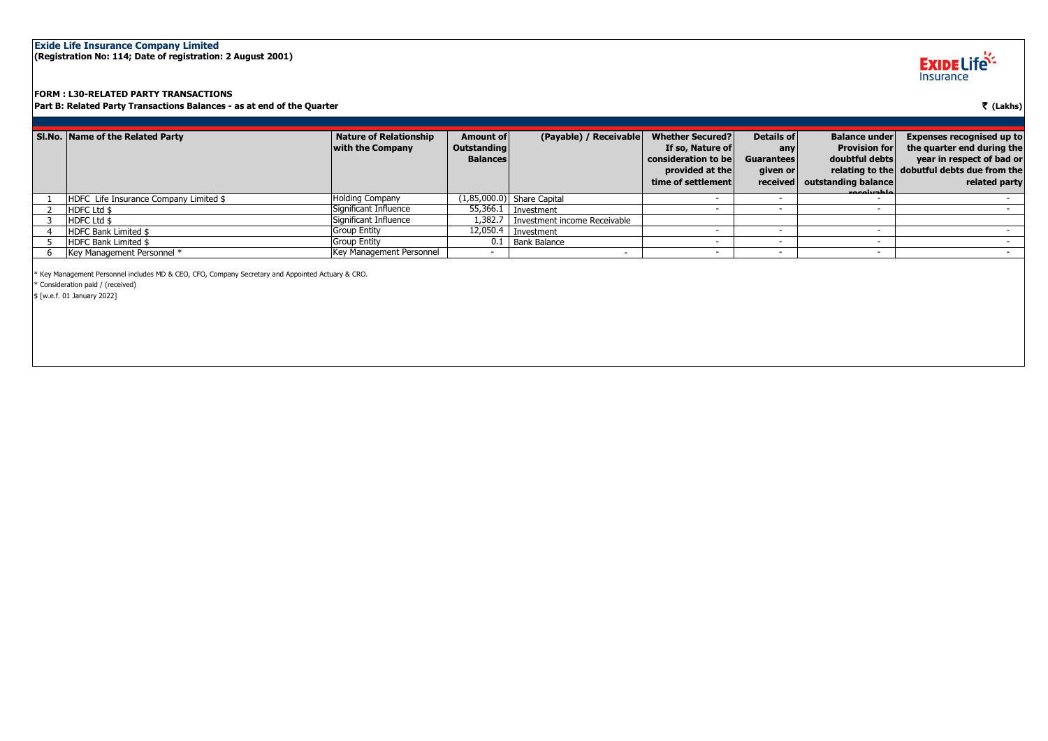**Exide Life Insurance Company Limited**
**(Registration No: 114; Date of registration: 2 August 2001)**

**FORM : L30-RELATED PARTY TRANSACTIONS**
**Part B: Related Party Transactions Balances - as at end of the Quarter**

**₹ (Lakhs)**

| Sl.No. | Name of the Related Party | Nature of Relationship with the Company | Amount of Outstanding Balances | (Payable) / Receivable | Whether Secured? If so, Nature of consideration to be provided at the time of settlement | Details of any Guarantees given or received | Balance under Provision for doubtful debts relating to the outstanding balance receivable | Expenses recognised up to the quarter end during the year in respect of bad or dobutful debts due from the related party |
|---|---|---|---|---|---|---|---|---|
| 1 | HDFC Life Insurance Company Limited $ | Holding Company | (1,85,000.0) | Share Capital | - | - | - | - |
| 2 | HDFC Ltd $ | Significant Influence | 55,366.1 | Investment | - | - | - | - |
| 3 | HDFC Ltd $ | Significant Influence | 1,382.7 | Investment income Receivable | | | | |
| 4 | HDFC Bank Limited $ | Group Entity | 12,050.4 | Investment | - | - | - | - |
| 5 | HDFC Bank Limited $ | Group Entity | 0.1 | Bank Balance | - | - | - | - |
| 6 | Key Management Personnel * | Key Management Personnel | - | - | - | - | - | - |

* Key Management Personnel includes MD & CEO, CFO, Company Secretary and Appointed Actuary & CRO.
* Consideration paid / (received)
$ [w.e.f. 01 January 2022]